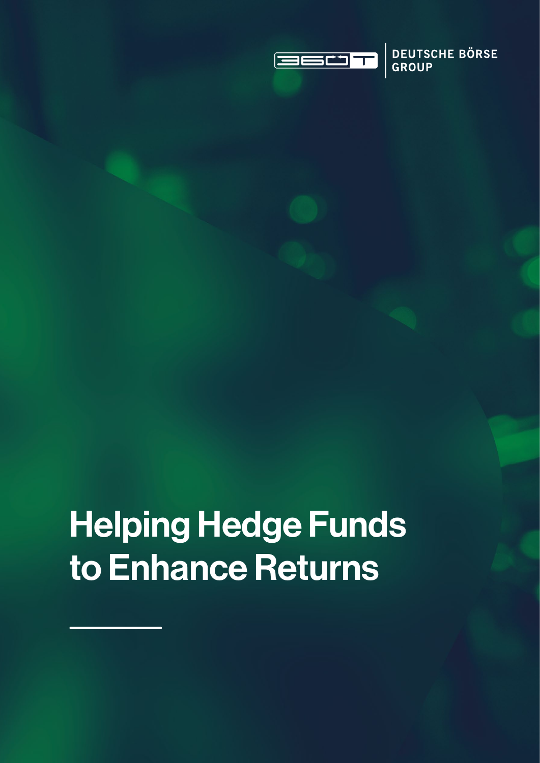360T | DEUTSCHE BÖRSE GROUP

# Helping Hedge Funds to Enhance Returns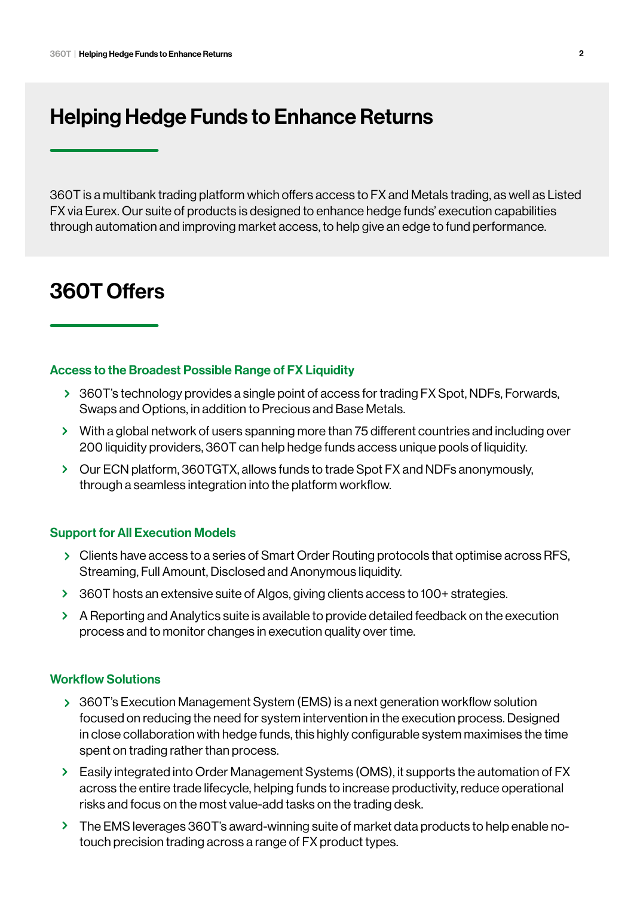# Helping Hedge Funds to Enhance Returns

360T is a multibank trading platform which offers access to FX and Metals trading, as well as Listed FX via Eurex. Our suite of products is designed to enhance hedge funds' execution capabilities through automation and improving market access, to help give an edge to fund performance.

# 360T Offers

### Access to the Broadest Possible Range of FX Liquidity

- 360T's technology provides a single point of access for trading FX Spot, NDFs, Forwards, Swaps and Options, in addition to Precious and Base Metals.
- With a global network of users spanning more than 75 different countries and including over 200 liquidity providers, 360T can help hedge funds access unique pools of liquidity.
- Our ECN platform, 360TGTX, allows funds to trade Spot FX and NDFs anonymously, through a seamless integration into the platform workflow.

### Support for All Execution Models

- Clients have access to a series of Smart Order Routing protocols that optimise across RFS, Streaming, Full Amount, Disclosed and Anonymous liquidity.
- 360T hosts an extensive suite of Algos, giving clients access to 100+ strategies.
- A Reporting and Analytics suite is available to provide detailed feedback on the execution process and to monitor changes in execution quality over time.

### Workflow Solutions

- 360T's Execution Management System (EMS) is a next generation workflow solution focused on reducing the need for system intervention in the execution process. Designed in close collaboration with hedge funds, this highly configurable system maximises the time spent on trading rather than process.
- Easily integrated into Order Management Systems (OMS), it supports the automation of FX across the entire trade lifecycle, helping funds to increase productivity, reduce operational risks and focus on the most value-add tasks on the trading desk.
- The EMS leverages 360T's award-winning suite of market data products to help enable no-touch precision trading across a range of FX product types.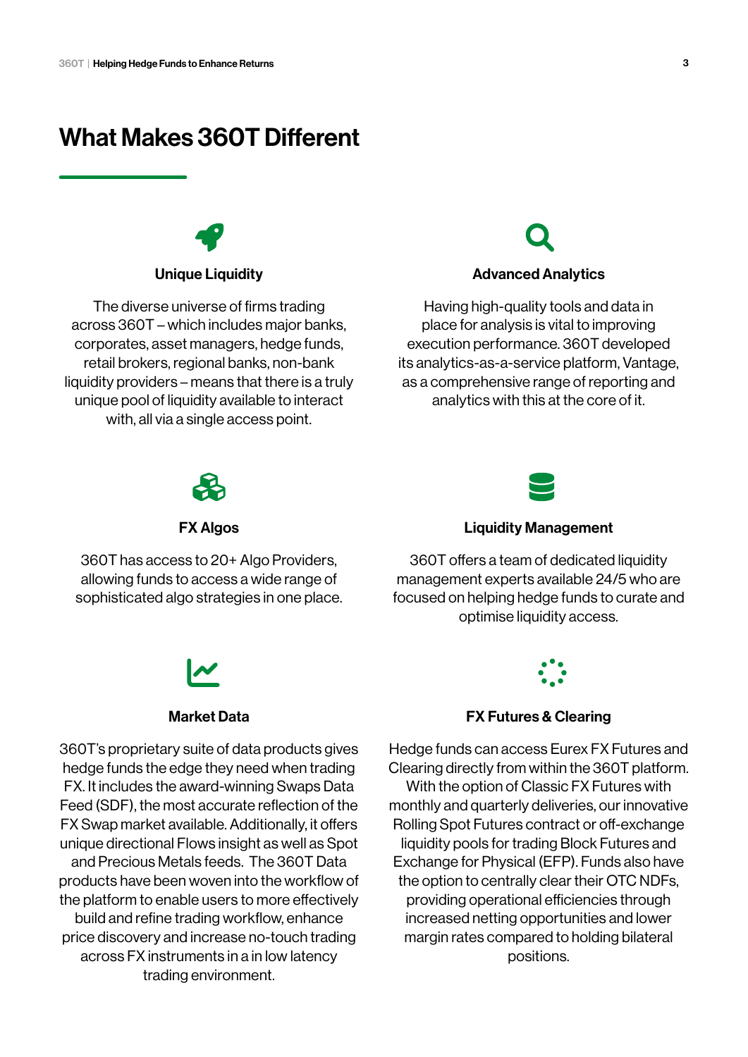# What Makes 360T Different

### Unique Liquidity

The diverse universe of firms trading across 360T – which includes major banks, corporates, asset managers, hedge funds, retail brokers, regional banks, non-bank liquidity providers – means that there is a truly unique pool of liquidity available to interact with, all via a single access point.

### Advanced Analytics

Having high-quality tools and data in place for analysis is vital to improving execution performance. 360T developed its analytics-as-a-service platform, Vantage, as a comprehensive range of reporting and analytics with this at the core of it.

### FX Algos

360T has access to 20+ Algo Providers, allowing funds to access a wide range of sophisticated algo strategies in one place.

### Liquidity Management

360T offers a team of dedicated liquidity management experts available 24/5 who are focused on helping hedge funds to curate and optimise liquidity access.

### Market Data

360T's proprietary suite of data products gives hedge funds the edge they need when trading FX. It includes the award-winning Swaps Data Feed (SDF), the most accurate reflection of the FX Swap market available. Additionally, it offers unique directional Flows insight as well as Spot and Precious Metals feeds. The 360T Data products have been woven into the workflow of the platform to enable users to more effectively build and refine trading workflow, enhance price discovery and increase no-touch trading across FX instruments in a in low latency trading environment.

### FX Futures & Clearing

Hedge funds can access Eurex FX Futures and Clearing directly from within the 360T platform. With the option of Classic FX Futures with monthly and quarterly deliveries, our innovative Rolling Spot Futures contract or off-exchange liquidity pools for trading Block Futures and Exchange for Physical (EFP). Funds also have the option to centrally clear their OTC NDFs, providing operational efficiencies through increased netting opportunities and lower margin rates compared to holding bilateral positions.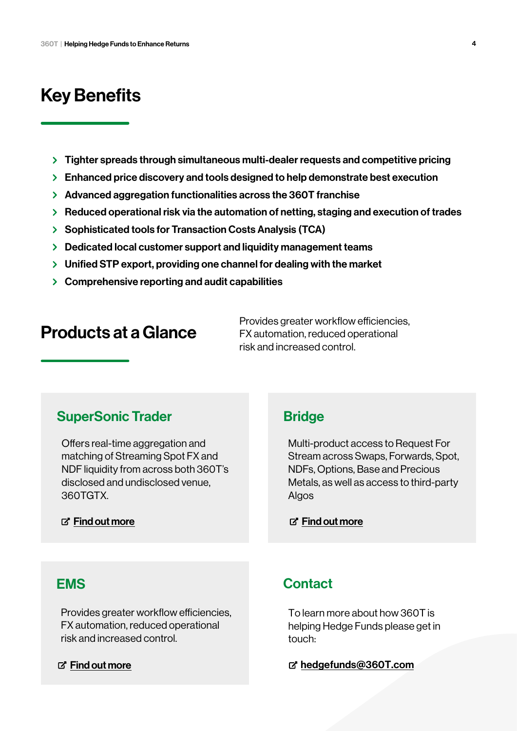## Key Benefits

- **Tighter spreads through simultaneous multi-dealer requests and competitive pricing**
- **Enhanced price discovery and tools designed to help demonstrate best execution**
- **Advanced aggregation functionalities across the 360T franchise**
- **Reduced operational risk via the automation of netting, staging and execution of trades**
- **Sophisticated tools for Transaction Costs Analysis (TCA)**
- **Dedicated local customer support and liquidity management teams**
- **Unified STP export, providing one channel for dealing with the market**
- **Comprehensive reporting and audit capabilities**

## Products at a Glance

Provides greater workflow efficiencies, FX automation, reduced operational risk and increased control.

### SuperSonic Trader

Offers real-time aggregation and matching of Streaming Spot FX and NDF liquidity from across both 360T's disclosed and undisclosed venue, 360TGTX.

**Find out more**

### Bridge

Multi-product access to Request For Stream across Swaps, Forwards, Spot, NDFs, Options, Base and Precious Metals, as well as access to third-party Algos

**Find out more**

### EMS

Provides greater workflow efficiencies, FX automation, reduced operational risk and increased control.

**Find out more**

### Contact

To learn more about how 360T is helping Hedge Funds please get in touch:

**hedgefunds@360T.com**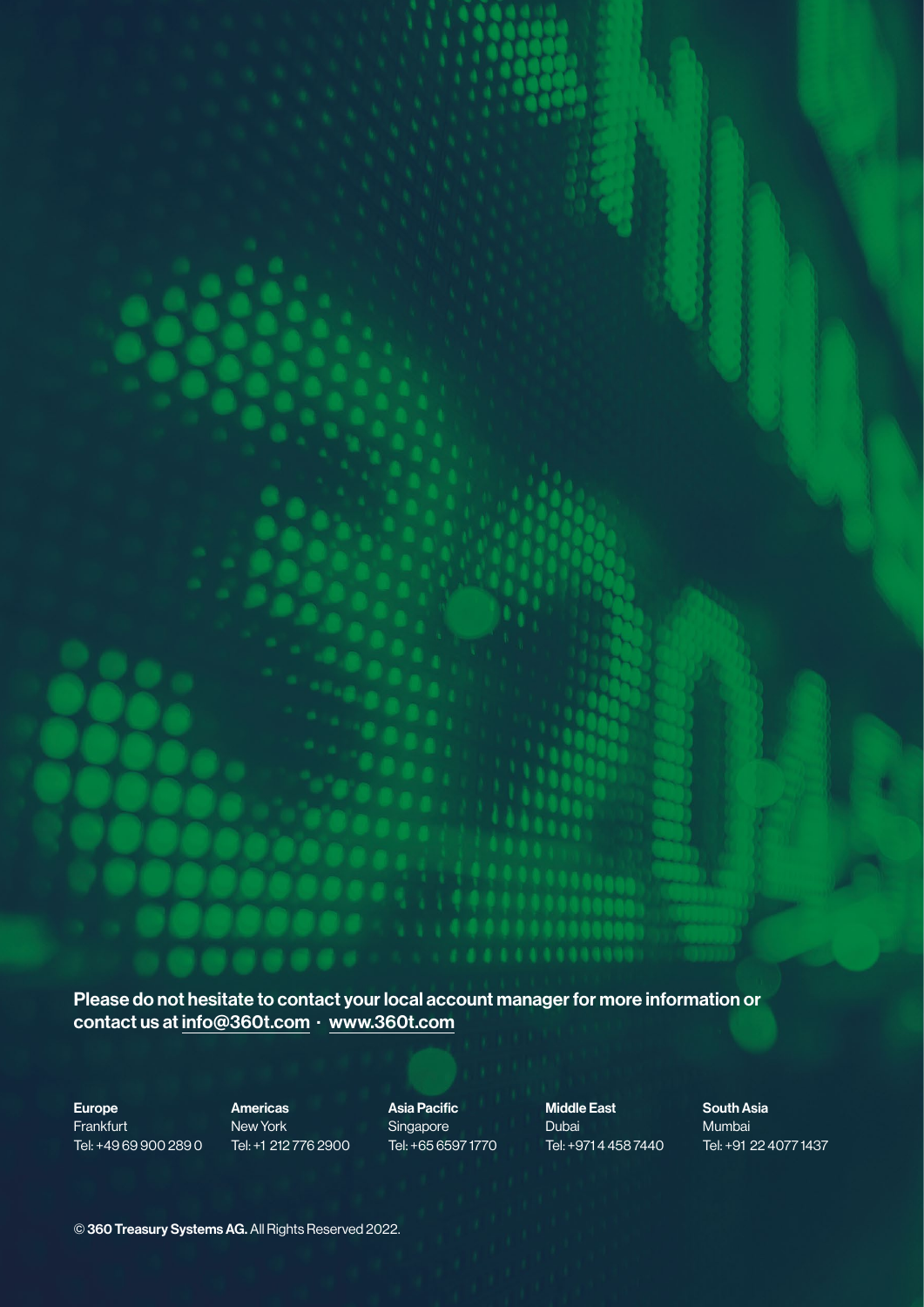**Please do not hesitate to contact your local account manager for more information or contact us at info@360t.com · www.360t.com**

**Europe**
Frankfurt
Tel: +49 69 900 289 0

**Americas**
New York
Tel: +1 212 776 2900

**Asia Pacific**
Singapore
Tel: +65 6597 1770

**Middle East**
Dubai
Tel: +971 4 458 7440

**South Asia**
Mumbai
Tel: +91 22 4077 1437

© **360 Treasury Systems AG.** All Rights Reserved 2022.